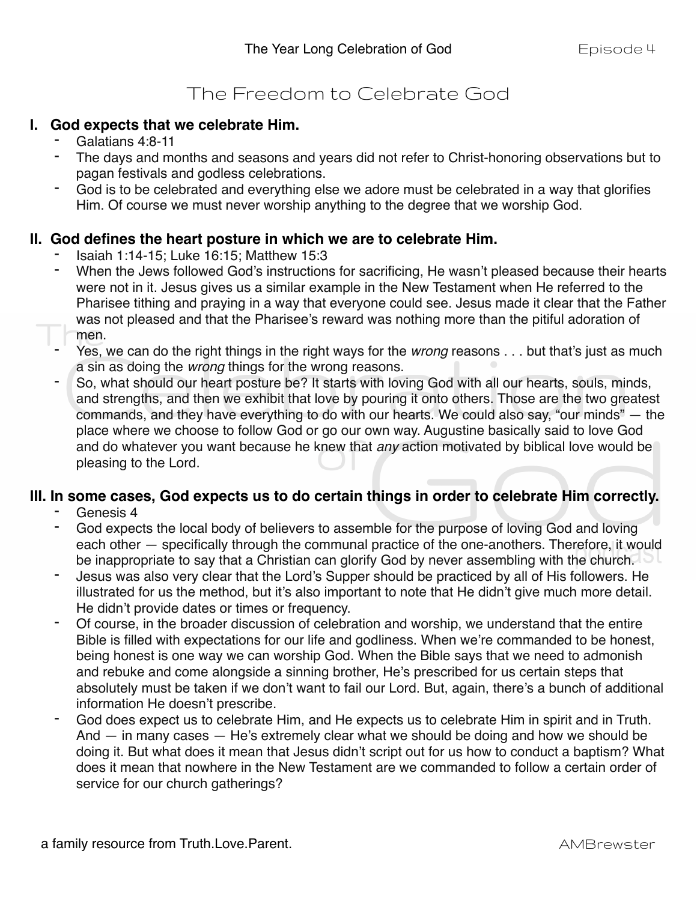# The Freedom to Celebrate God

## I. God expects that we celebrate Him.

- Galatians 4:8-11
- The days and months and seasons and years did not refer to Christ-honoring observations but to pagan festivals and godless celebrations.
- God is to be celebrated and everything else we adore must be celebrated in a way that glorifies Him. Of course we must never worship anything to the degree that we worship God.

## II. God defines the heart posture in which we are to celebrate Him.

- Isaiah 1:14-15; Luke 16:15; Matthew 15:3
- When the Jews followed God's instructions for sacrificing, He wasn't pleased because their hearts were not in it. Jesus gives us a similar example in the New Testament when He referred to the Pharisee tithing and praying in a way that everyone could see. Jesus made it clear that the Father was not pleased and that the Pharisee's reward was nothing more than the pitiful adoration of men.
- Yes, we can do the right things in the right ways for the *wrong* reasons . . . but that's just as much a sin as doing the *wrong* things for the wrong reasons.
- So, what should our heart posture be? It starts with loving God with all our hearts, souls, minds, and strengths, and then we exhibit that love by pouring it onto others. Those are the two greatest commands, and they have everything to do with our hearts. We could also say, "our minds" — the place where we choose to follow God or go our own way. Augustine basically said to love God and do whatever you want because he knew that *any* action motivated by biblical love would be pleasing to the Lord.

## III. In some cases, God expects us to do certain things in order to celebrate Him correctly.

- Genesis 4
- God expects the local body of believers to assemble for the purpose of loving God and loving each other — specifically through the communal practice of the one-anothers. Therefore, it would be inappropriate to say that a Christian can glorify God by never assembling with the church.
- Jesus was also very clear that the Lord's Supper should be practiced by all of His followers. He illustrated for us the method, but it's also important to note that He didn't give much more detail. He didn't provide dates or times or frequency.
- Of course, in the broader discussion of celebration and worship, we understand that the entire Bible is filled with expectations for our life and godliness. When we're commanded to be honest, being honest is one way we can worship God. When the Bible says that we need to admonish and rebuke and come alongside a sinning brother, He's prescribed for us certain steps that absolutely must be taken if we don't want to fail our Lord. But, again, there's a bunch of additional information He doesn't prescribe.
- God does expect us to celebrate Him, and He expects us to celebrate Him in spirit and in Truth. And — in many cases — He's extremely clear what we should be doing and how we should be doing it. But what does it mean that Jesus didn't script out for us how to conduct a baptism? What does it mean that nowhere in the New Testament are we commanded to follow a certain order of service for our church gatherings?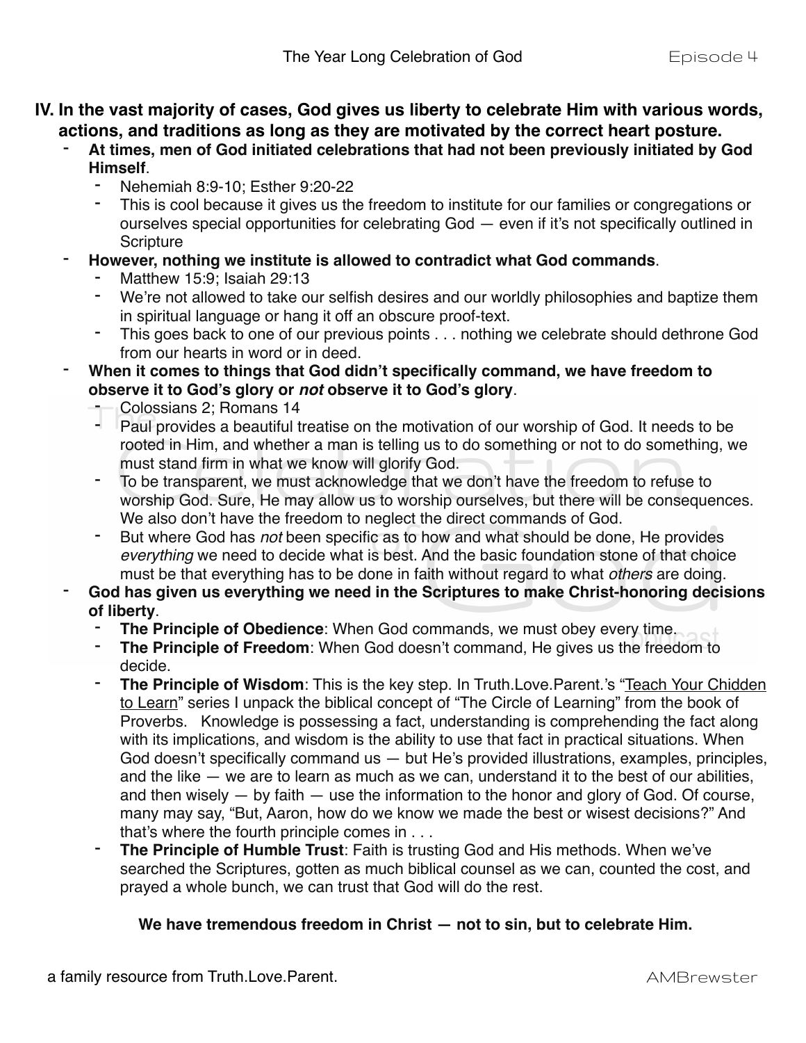## IV. In the vast majority of cases, God gives us liberty to celebrate Him with various words, actions, and traditions as long as they are motivated by the correct heart posture.

- **At times, men of God initiated celebrations that had not been previously initiated by God Himself**.
  - Nehemiah 8:9-10; Esther 9:20-22
  - This is cool because it gives us the freedom to institute for our families or congregations or ourselves special opportunities for celebrating God — even if it's not specifically outlined in Scripture
- **However, nothing we institute is allowed to contradict what God commands**.
  - Matthew 15:9; Isaiah 29:13
  - We're not allowed to take our selfish desires and our worldly philosophies and baptize them in spiritual language or hang it off an obscure proof-text.
  - This goes back to one of our previous points . . . nothing we celebrate should dethrone God from our hearts in word or in deed.
- **When it comes to things that God didn't specifically command, we have freedom to observe it to God's glory or *not* observe it to God's glory**.
  - Colossians 2; Romans 14
  - Paul provides a beautiful treatise on the motivation of our worship of God. It needs to be rooted in Him, and whether a man is telling us to do something or not to do something, we must stand firm in what we know will glorify God.
  - To be transparent, we must acknowledge that we don't have the freedom to refuse to worship God. Sure, He may allow us to worship ourselves, but there will be consequences. We also don't have the freedom to neglect the direct commands of God.
  - But where God has *not* been specific as to how and what should be done, He provides *everything* we need to decide what is best. And the basic foundation stone of that choice must be that everything has to be done in faith without regard to what *others* are doing.
- **God has given us everything we need in the Scriptures to make Christ-honoring decisions of liberty**.
  - **The Principle of Obedience**: When God commands, we must obey every time.
  - **The Principle of Freedom**: When God doesn't command, He gives us the freedom to decide.
  - **The Principle of Wisdom**: This is the key step. In Truth.Love.Parent.'s "Teach Your Chidden to Learn" series I unpack the biblical concept of "The Circle of Learning" from the book of Proverbs. Knowledge is possessing a fact, understanding is comprehending the fact along with its implications, and wisdom is the ability to use that fact in practical situations. When God doesn't specifically command us — but He's provided illustrations, examples, principles, and the like — we are to learn as much as we can, understand it to the best of our abilities, and then wisely — by faith — use the information to the honor and glory of God. Of course, many may say, "But, Aaron, how do we know we made the best or wisest decisions?" And that's where the fourth principle comes in . . .
  - **The Principle of Humble Trust**: Faith is trusting God and His methods. When we've searched the Scriptures, gotten as much biblical counsel as we can, counted the cost, and prayed a whole bunch, we can trust that God will do the rest.

**We have tremendous freedom in Christ — not to sin, but to celebrate Him.**